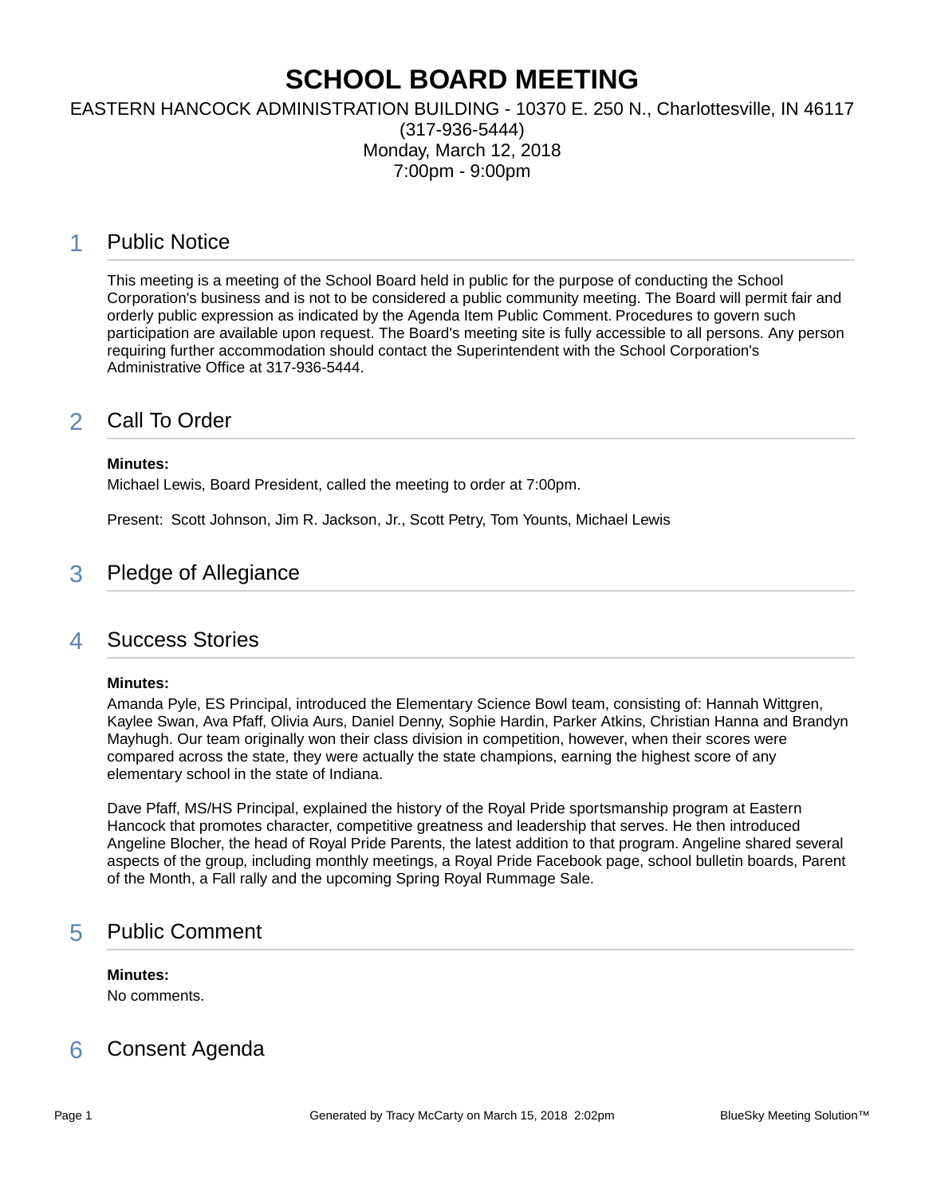# SCHOOL BOARD MEETING

EASTERN HANCOCK ADMINISTRATION BUILDING - 10370 E. 250 N., Charlottesville, IN 46117
(317-936-5444)
Monday, March 12, 2018
7:00pm - 9:00pm

## 1 Public Notice

This meeting is a meeting of the School Board held in public for the purpose of conducting the School Corporation's business and is not to be considered a public community meeting. The Board will permit fair and orderly public expression as indicated by the Agenda Item Public Comment. Procedures to govern such participation are available upon request. The Board's meeting site is fully accessible to all persons. Any person requiring further accommodation should contact the Superintendent with the School Corporation's Administrative Office at 317-936-5444.

## 2 Call To Order

**Minutes:**
Michael Lewis, Board President, called the meeting to order at 7:00pm.

Present: Scott Johnson, Jim R. Jackson, Jr., Scott Petry, Tom Younts, Michael Lewis

## 3 Pledge of Allegiance

## 4 Success Stories

**Minutes:**
Amanda Pyle, ES Principal, introduced the Elementary Science Bowl team, consisting of: Hannah Wittgren, Kaylee Swan, Ava Pfaff, Olivia Aurs, Daniel Denny, Sophie Hardin, Parker Atkins, Christian Hanna and Brandyn Mayhugh. Our team originally won their class division in competition, however, when their scores were compared across the state, they were actually the state champions, earning the highest score of any elementary school in the state of Indiana.

Dave Pfaff, MS/HS Principal, explained the history of the Royal Pride sportsmanship program at Eastern Hancock that promotes character, competitive greatness and leadership that serves. He then introduced Angeline Blocher, the head of Royal Pride Parents, the latest addition to that program. Angeline shared several aspects of the group, including monthly meetings, a Royal Pride Facebook page, school bulletin boards, Parent of the Month, a Fall rally and the upcoming Spring Royal Rummage Sale.

## 5 Public Comment

**Minutes:**
No comments.

## 6 Consent Agenda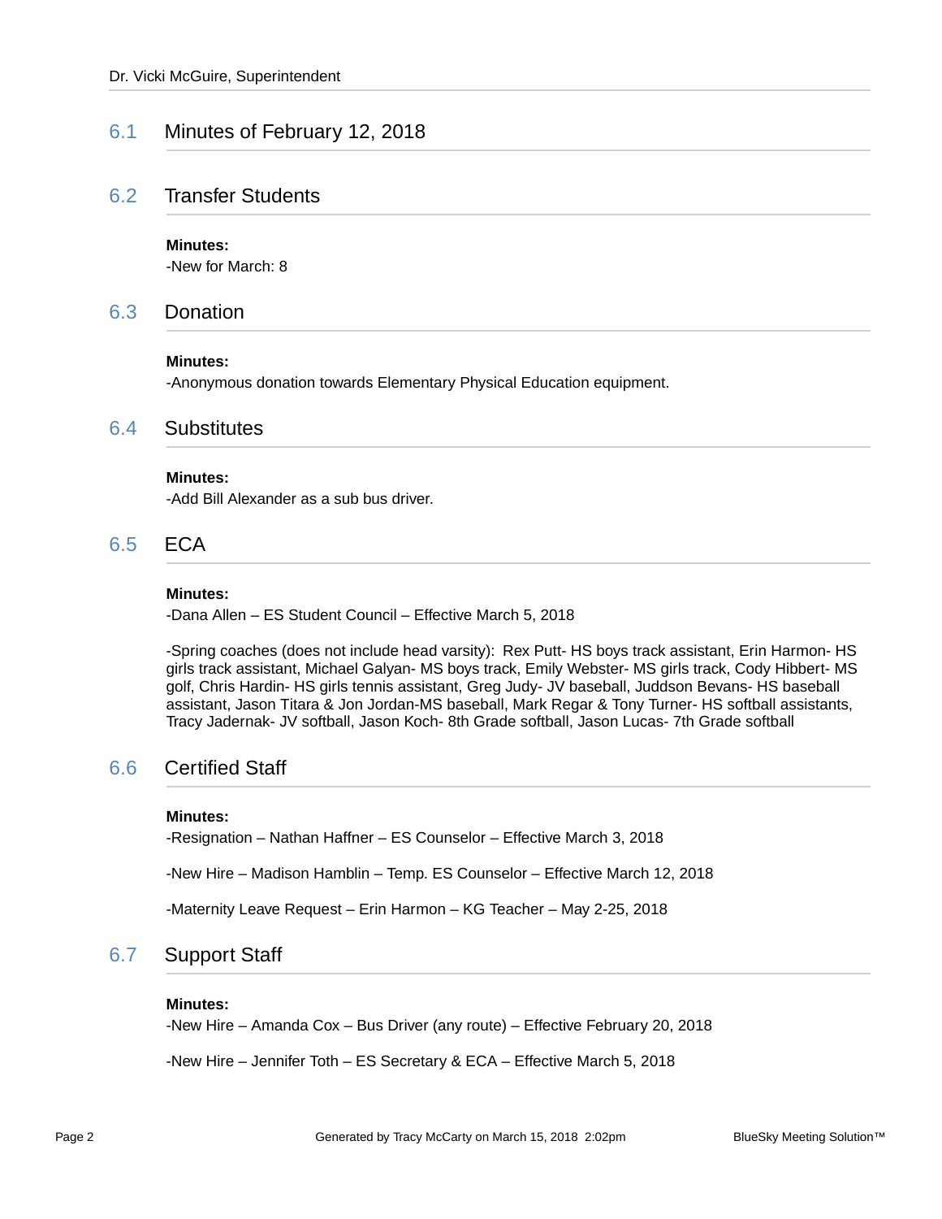Dr. Vicki McGuire, Superintendent

## 6.1 Minutes of February 12, 2018

## 6.2 Transfer Students

**Minutes:**

-New for March: 8

## 6.3 Donation

**Minutes:**

-Anonymous donation towards Elementary Physical Education equipment.

## 6.4 Substitutes

**Minutes:**

-Add Bill Alexander as a sub bus driver.

## 6.5 ECA

**Minutes:**

-Dana Allen – ES Student Council – Effective March 5, 2018

-Spring coaches (does not include head varsity): Rex Putt- HS boys track assistant, Erin Harmon- HS girls track assistant, Michael Galyan- MS boys track, Emily Webster- MS girls track, Cody Hibbert- MS golf, Chris Hardin- HS girls tennis assistant, Greg Judy- JV baseball, Juddson Bevans- HS baseball assistant, Jason Titara & Jon Jordan-MS baseball, Mark Regar & Tony Turner- HS softball assistants, Tracy Jadernak- JV softball, Jason Koch- 8th Grade softball, Jason Lucas- 7th Grade softball

## 6.6 Certified Staff

**Minutes:**

-Resignation – Nathan Haffner – ES Counselor – Effective March 3, 2018

-New Hire – Madison Hamblin – Temp. ES Counselor – Effective March 12, 2018

-Maternity Leave Request – Erin Harmon – KG Teacher – May 2-25, 2018

## 6.7 Support Staff

**Minutes:**

-New Hire – Amanda Cox – Bus Driver (any route) – Effective February 20, 2018

-New Hire – Jennifer Toth – ES Secretary & ECA – Effective March 5, 2018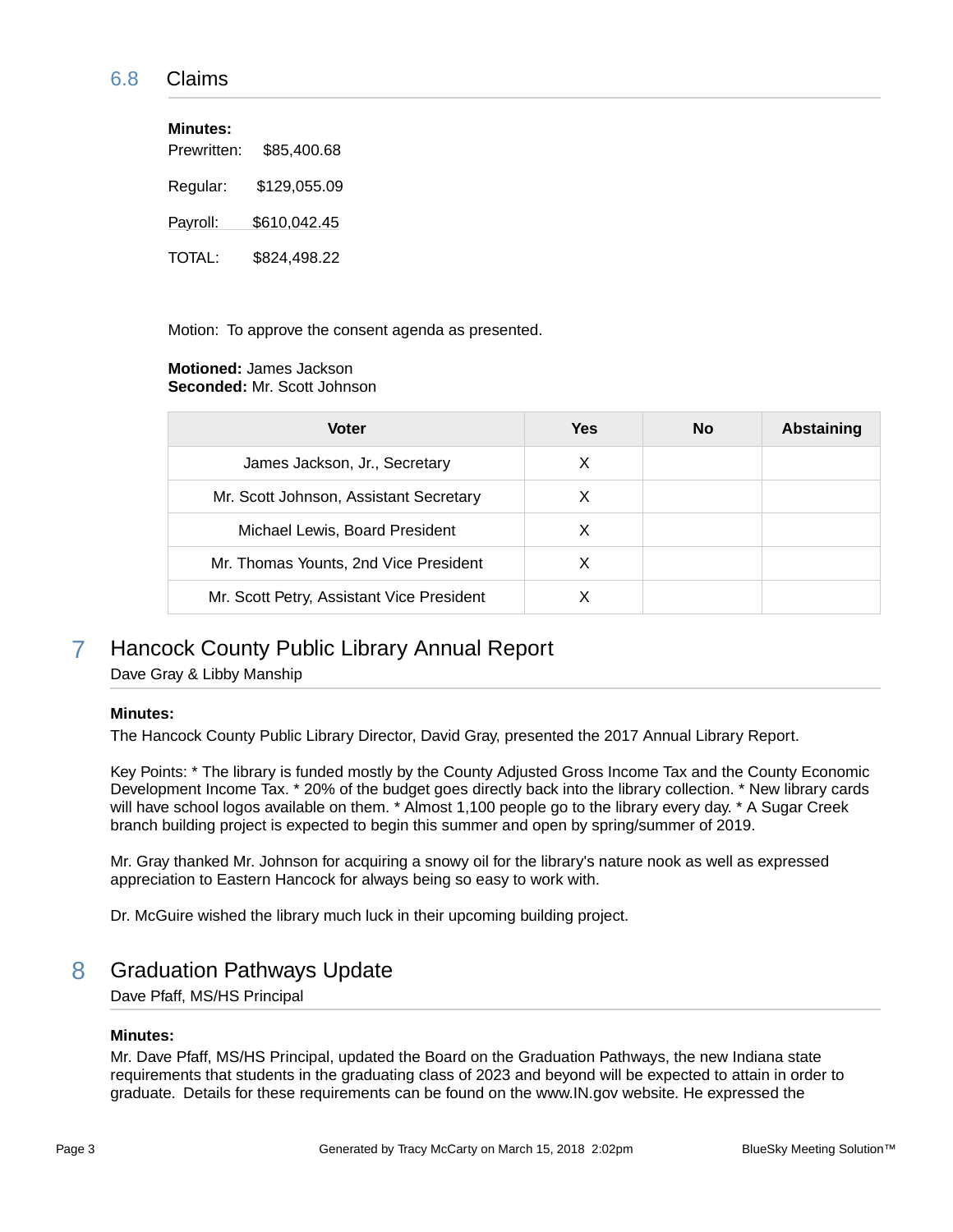### 6.8 Claims

**Minutes:**

Prewritten: $85,400.68

Regular: $129,055.09

Payroll: $610,042.45

TOTAL: $824,498.22

Motion: To approve the consent agenda as presented.

**Motioned:** James Jackson
**Seconded:** Mr. Scott Johnson

| Voter | Yes | No | Abstaining |
|---|---|---|---|
| James Jackson, Jr., Secretary | X | | |
| Mr. Scott Johnson, Assistant Secretary | X | | |
| Michael Lewis, Board President | X | | |
| Mr. Thomas Younts, 2nd Vice President | X | | |
| Mr. Scott Petry, Assistant Vice President | X | | |

## 7 Hancock County Public Library Annual Report

Dave Gray & Libby Manship

**Minutes:**

The Hancock County Public Library Director, David Gray, presented the 2017 Annual Library Report.

Key Points: * The library is funded mostly by the County Adjusted Gross Income Tax and the County Economic Development Income Tax. * 20% of the budget goes directly back into the library collection. * New library cards will have school logos available on them. * Almost 1,100 people go to the library every day. * A Sugar Creek branch building project is expected to begin this summer and open by spring/summer of 2019.

Mr. Gray thanked Mr. Johnson for acquiring a snowy oil for the library's nature nook as well as expressed appreciation to Eastern Hancock for always being so easy to work with.

Dr. McGuire wished the library much luck in their upcoming building project.

## 8 Graduation Pathways Update

Dave Pfaff, MS/HS Principal

**Minutes:**

Mr. Dave Pfaff, MS/HS Principal, updated the Board on the Graduation Pathways, the new Indiana state requirements that students in the graduating class of 2023 and beyond will be expected to attain in order to graduate. Details for these requirements can be found on the www.IN.gov website. He expressed the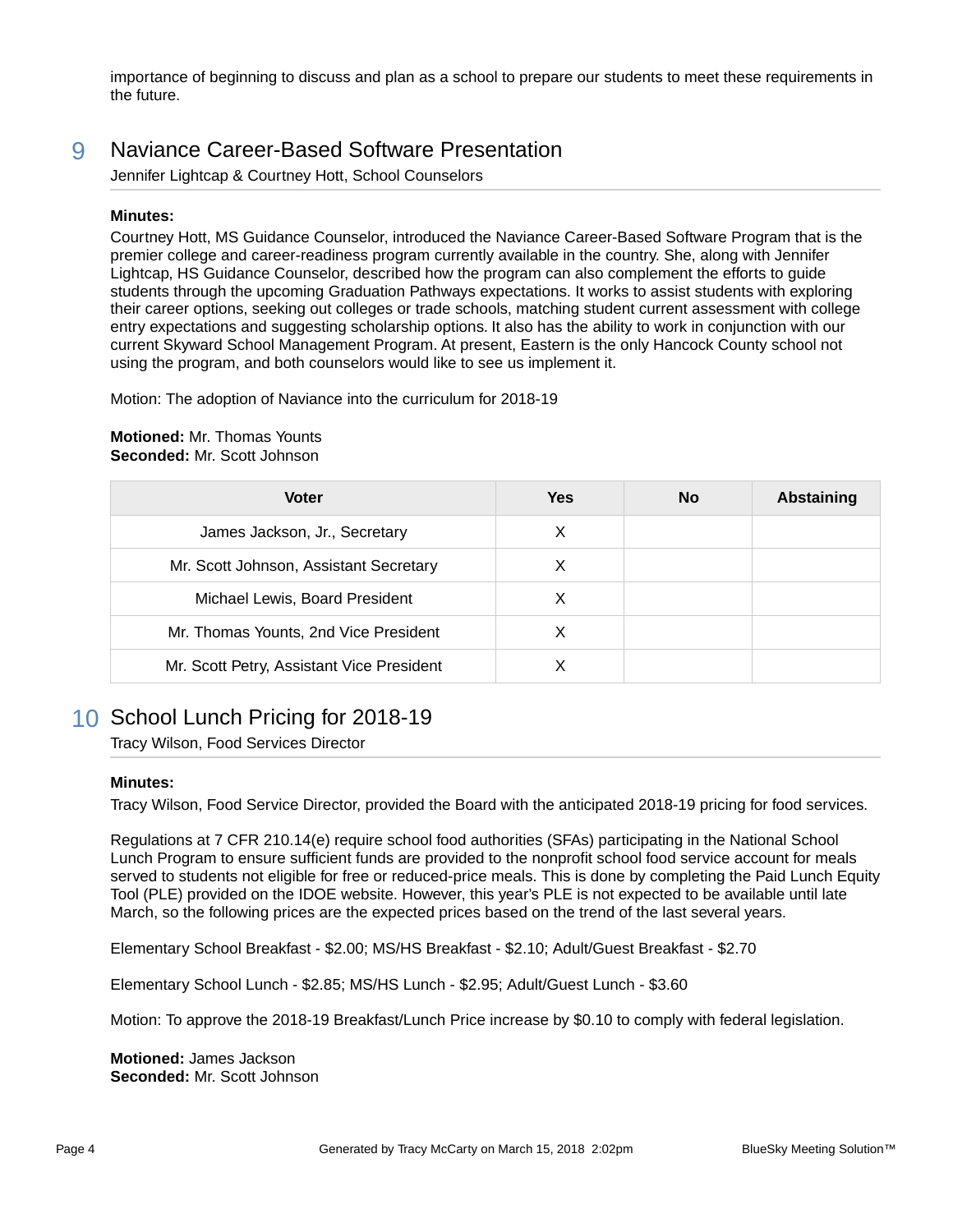importance of beginning to discuss and plan as a school to prepare our students to meet these requirements in the future.

## 9 Naviance Career-Based Software Presentation

Jennifer Lightcap & Courtney Hott, School Counselors

**Minutes:**

Courtney Hott, MS Guidance Counselor, introduced the Naviance Career-Based Software Program that is the premier college and career-readiness program currently available in the country. She, along with Jennifer Lightcap, HS Guidance Counselor, described how the program can also complement the efforts to guide students through the upcoming Graduation Pathways expectations. It works to assist students with exploring their career options, seeking out colleges or trade schools, matching student current assessment with college entry expectations and suggesting scholarship options. It also has the ability to work in conjunction with our current Skyward School Management Program. At present, Eastern is the only Hancock County school not using the program, and both counselors would like to see us implement it.

Motion: The adoption of Naviance into the curriculum for 2018-19

**Motioned:** Mr. Thomas Younts
**Seconded:** Mr. Scott Johnson

| Voter | Yes | No | Abstaining |
|---|---|---|---|
| James Jackson, Jr., Secretary | X | | |
| Mr. Scott Johnson, Assistant Secretary | X | | |
| Michael Lewis, Board President | X | | |
| Mr. Thomas Younts, 2nd Vice President | X | | |
| Mr. Scott Petry, Assistant Vice President | X | | |

## 10 School Lunch Pricing for 2018-19

Tracy Wilson, Food Services Director

**Minutes:**

Tracy Wilson, Food Service Director, provided the Board with the anticipated 2018-19 pricing for food services.

Regulations at 7 CFR 210.14(e) require school food authorities (SFAs) participating in the National School Lunch Program to ensure sufficient funds are provided to the nonprofit school food service account for meals served to students not eligible for free or reduced-price meals. This is done by completing the Paid Lunch Equity Tool (PLE) provided on the IDOE website. However, this year's PLE is not expected to be available until late March, so the following prices are the expected prices based on the trend of the last several years.

Elementary School Breakfast - $2.00; MS/HS Breakfast - $2.10; Adult/Guest Breakfast - $2.70

Elementary School Lunch - $2.85; MS/HS Lunch - $2.95; Adult/Guest Lunch - $3.60

Motion: To approve the 2018-19 Breakfast/Lunch Price increase by $0.10 to comply with federal legislation.

**Motioned:** James Jackson
**Seconded:** Mr. Scott Johnson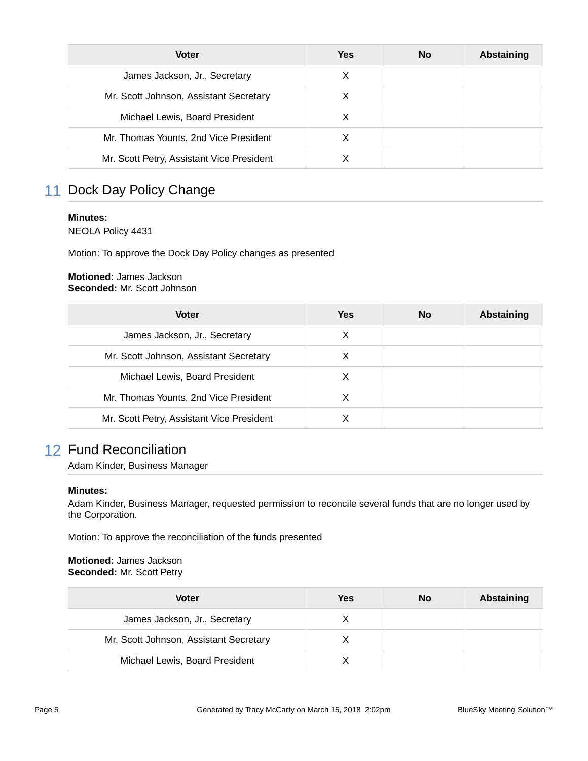| Voter | Yes | No | Abstaining |
| --- | --- | --- | --- |
| James Jackson, Jr., Secretary | X | | |
| Mr. Scott Johnson, Assistant Secretary | X | | |
| Michael Lewis, Board President | X | | |
| Mr. Thomas Younts, 2nd Vice President | X | | |
| Mr. Scott Petry, Assistant Vice President | X | | |

## 11 Dock Day Policy Change

**Minutes:**
NEOLA Policy 4431

Motion: To approve the Dock Day Policy changes as presented

**Motioned:** James Jackson
**Seconded:** Mr. Scott Johnson

| Voter | Yes | No | Abstaining |
| --- | --- | --- | --- |
| James Jackson, Jr., Secretary | X | | |
| Mr. Scott Johnson, Assistant Secretary | X | | |
| Michael Lewis, Board President | X | | |
| Mr. Thomas Younts, 2nd Vice President | X | | |
| Mr. Scott Petry, Assistant Vice President | X | | |

## 12 Fund Reconciliation

Adam Kinder, Business Manager

**Minutes:**
Adam Kinder, Business Manager, requested permission to reconcile several funds that are no longer used by the Corporation.

Motion: To approve the reconciliation of the funds presented

**Motioned:** James Jackson
**Seconded:** Mr. Scott Petry

| Voter | Yes | No | Abstaining |
| --- | --- | --- | --- |
| James Jackson, Jr., Secretary | X | | |
| Mr. Scott Johnson, Assistant Secretary | X | | |
| Michael Lewis, Board President | X | | |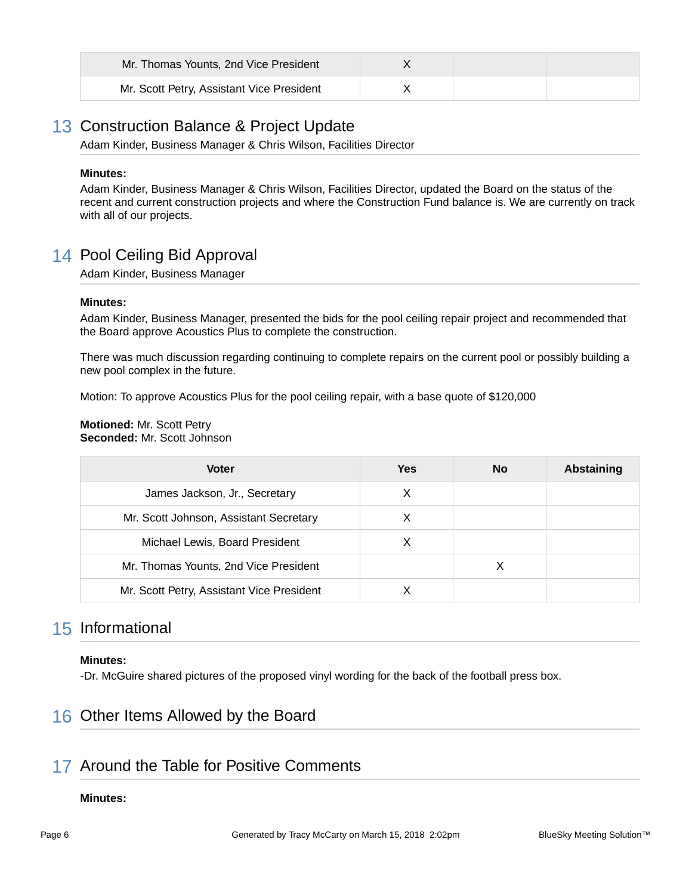| | | | |
|---|---|---|---|
| Mr. Thomas Younts, 2nd Vice President | X | | |
| Mr. Scott Petry, Assistant Vice President | X | | |

## 13 Construction Balance & Project Update

Adam Kinder, Business Manager & Chris Wilson, Facilities Director

**Minutes:**

Adam Kinder, Business Manager & Chris Wilson, Facilities Director, updated the Board on the status of the recent and current construction projects and where the Construction Fund balance is. We are currently on track with all of our projects.

## 14 Pool Ceiling Bid Approval

Adam Kinder, Business Manager

**Minutes:**

Adam Kinder, Business Manager, presented the bids for the pool ceiling repair project and recommended that the Board approve Acoustics Plus to complete the construction.

There was much discussion regarding continuing to complete repairs on the current pool or possibly building a new pool complex in the future.

Motion: To approve Acoustics Plus for the pool ceiling repair, with a base quote of $120,000

**Motioned:** Mr. Scott Petry
**Seconded:** Mr. Scott Johnson

| Voter | Yes | No | Abstaining |
|---|---|---|---|
| James Jackson, Jr., Secretary | X | | |
| Mr. Scott Johnson, Assistant Secretary | X | | |
| Michael Lewis, Board President | X | | |
| Mr. Thomas Younts, 2nd Vice President | | X | |
| Mr. Scott Petry, Assistant Vice President | X | | |

## 15 Informational

**Minutes:**

-Dr. McGuire shared pictures of the proposed vinyl wording for the back of the football press box.

## 16 Other Items Allowed by the Board

## 17 Around the Table for Positive Comments

**Minutes:**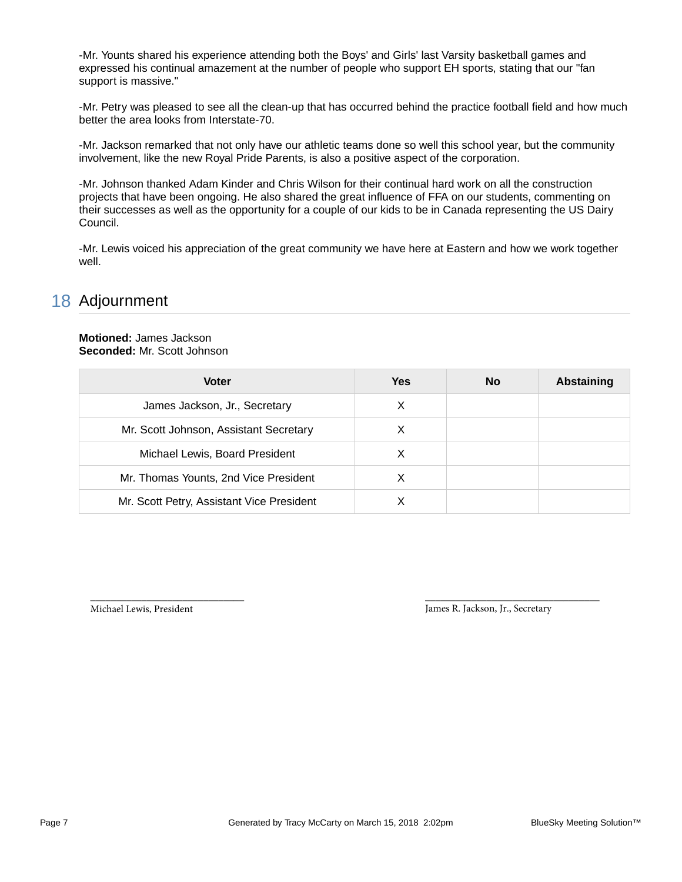-Mr. Younts shared his experience attending both the Boys' and Girls' last Varsity basketball games and expressed his continual amazement at the number of people who support EH sports, stating that our "fan support is massive."

-Mr. Petry was pleased to see all the clean-up that has occurred behind the practice football field and how much better the area looks from Interstate-70.

-Mr. Jackson remarked that not only have our athletic teams done so well this school year, but the community involvement, like the new Royal Pride Parents, is also a positive aspect of the corporation.

-Mr. Johnson thanked Adam Kinder and Chris Wilson for their continual hard work on all the construction projects that have been ongoing. He also shared the great influence of FFA on our students, commenting on their successes as well as the opportunity for a couple of our kids to be in Canada representing the US Dairy Council.

-Mr. Lewis voiced his appreciation of the great community we have here at Eastern and how we work together well.

## 18 Adjournment

**Motioned:** James Jackson
**Seconded:** Mr. Scott Johnson

| Voter | Yes | No | Abstaining |
| --- | --- | --- | --- |
| James Jackson, Jr., Secretary | X | | |
| Mr. Scott Johnson, Assistant Secretary | X | | |
| Michael Lewis, Board President | X | | |
| Mr. Thomas Younts, 2nd Vice President | X | | |
| Mr. Scott Petry, Assistant Vice President | X | | |

\_\_\_\_\_\_\_\_\_\_\_\_\_\_\_\_\_\_\_\_\_\_\_\_\_\_\_\_
Michael Lewis, President

\_\_\_\_\_\_\_\_\_\_\_\_\_\_\_\_\_\_\_\_\_\_\_\_\_\_\_\_
James R. Jackson, Jr., Secretary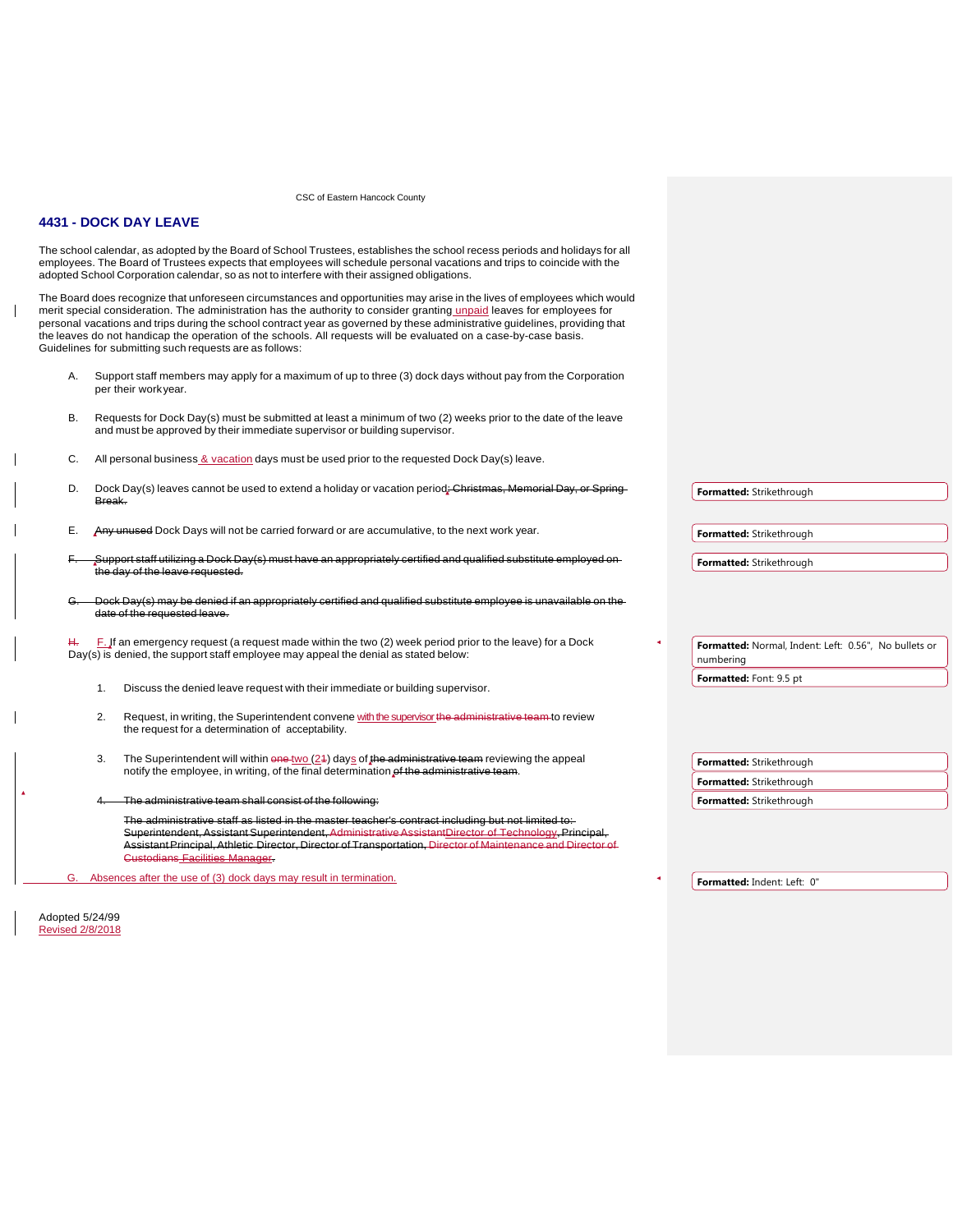# 4431 - DOCK DAY LEAVE

The school calendar, as adopted by the Board of School Trustees, establishes the school recess periods and holidays for all employees. The Board of Trustees expects that employees will schedule personal vacations and trips to coincide with the adopted School Corporation calendar, so as not to interfere with their assigned obligations.

The Board does recognize that unforeseen circumstances and opportunities may arise in the lives of employees which would merit special consideration. The administration has the authority to consider granting unpaid leaves for employees for personal vacations and trips during the school contract year as governed by these administrative guidelines, providing that the leaves do not handicap the operation of the schools. All requests will be evaluated on a case-by-case basis. Guidelines for submitting such requests are as follows:

A. Support staff members may apply for a maximum of up to three (3) dock days without pay from the Corporation per their work year.

B. Requests for Dock Day(s) must be submitted at least a minimum of two (2) weeks prior to the date of the leave and must be approved by their immediate supervisor or building supervisor.

C. All personal business & vacation days must be used prior to the requested Dock Day(s) leave.

D. Dock Day(s) leaves cannot be used to extend a holiday or vacation period~~; Christmas, Memorial Day, or Spring Break.~~

E. ~~Any unused~~ Dock Days will not be carried forward or are accumulative, to the next work year.

~~F. Support staff utilizing a Dock Day(s) must have an appropriately certified and qualified substitute employed on the day of the leave requested.~~

~~G. Dock Day(s) may be denied if an appropriately certified and qualified substitute employee is unavailable on the date of the requested leave.~~

~~H.~~ F. If an emergency request (a request made within the two (2) week period prior to the leave) for a Dock Day(s) is denied, the support staff employee may appeal the denial as stated below:

1. Discuss the denied leave request with their immediate or building supervisor.

2. Request, in writing, the Superintendent convene with the supervisor ~~the administrative team~~ to review the request for a determination of acceptability.

3. The Superintendent will within ~~one~~ two (2~~1~~) days of ~~the administrative team~~ reviewing the appeal notify the employee, in writing, of the final determination ~~of the administrative team~~.

~~4. The administrative team shall consist of the following:~~

~~The administrative staff as listed in the master teacher's contract including but not limited to: Superintendent, Assistant Superintendent, Administrative Assistant~~Director of Technology, ~~Principal, Assistant Principal, Athletic Director, Director of Transportation, Director of Maintenance and Director of Custodians~~ Facilities Manager~~.~~

G. Absences after the use of (3) dock days may result in termination.

Adopted 5/24/99
Revised 2/8/2018